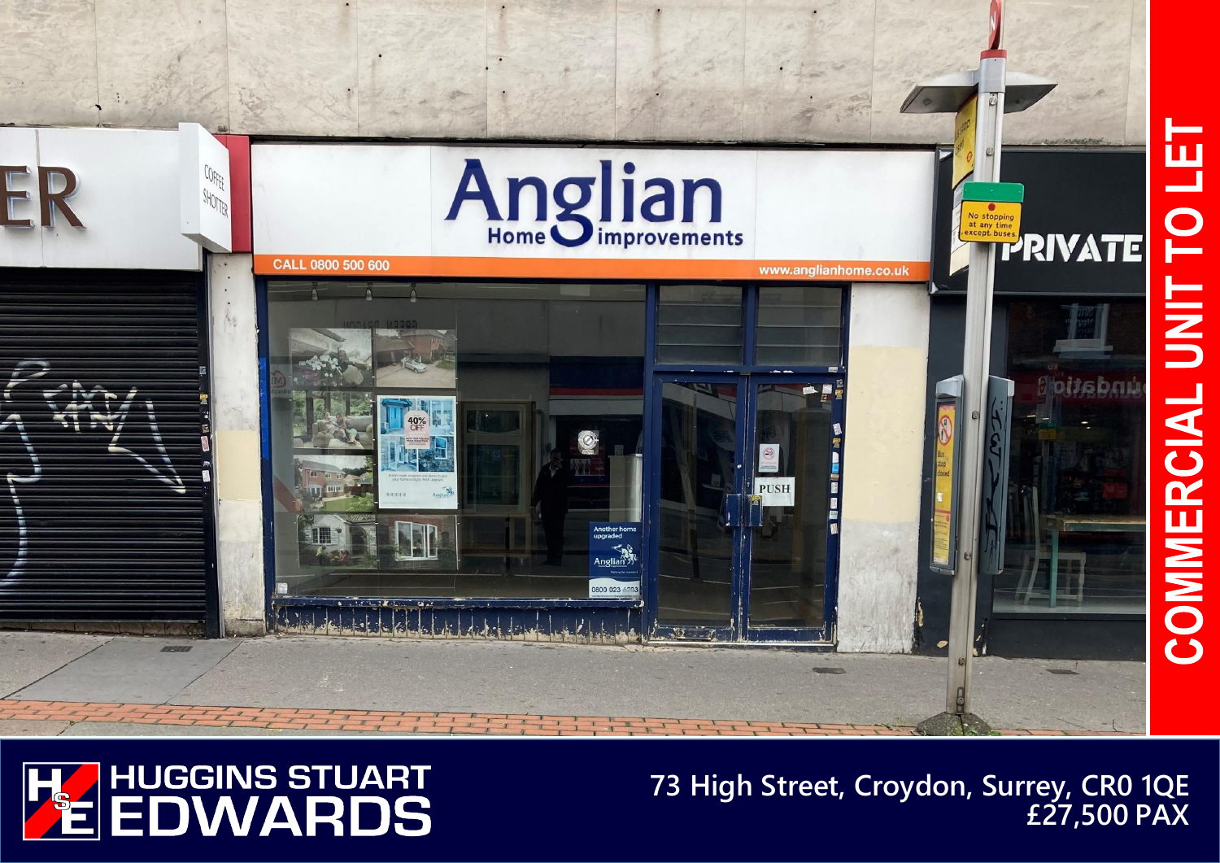# COMMERCIAL UNIT TO LET

HUGGINS STUART EDWARDS

73 High Street, Croydon, Surrey, CR0 1QE

£27,500 PAX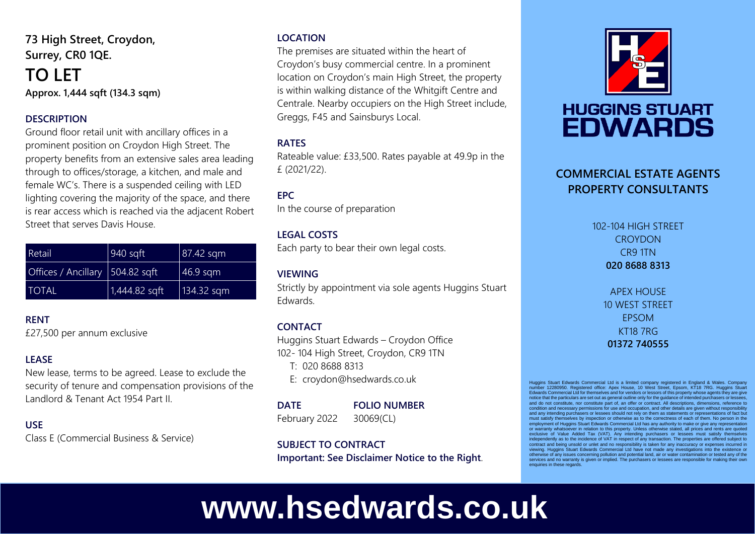**73 High Street, Croydon, Surrey, CR0 1QE.**

# TO LET

**Approx. 1,444 sqft (134.3 sqm)**

## DESCRIPTION

Ground floor retail unit with ancillary offices in a prominent position on Croydon High Street. The property benefits from an extensive sales area leading through to offices/storage, a kitchen, and male and female WC's. There is a suspended ceiling with LED lighting covering the majority of the space, and there is rear access which is reached via the adjacent Robert Street that serves Davis House.

| Retail | 940 sqft | 87.42 sqm |
|---|---|---|
| Offices / Ancillary | 504.82 sqft | 46.9 sqm |
| TOTAL | 1,444.82 sqft | 134.32 sqm |

## RENT

£27,500 per annum exclusive

## LEASE

New lease, terms to be agreed. Lease to exclude the security of tenure and compensation provisions of the Landlord & Tenant Act 1954 Part II.

## USE

Class E (Commercial Business & Service)

## LOCATION

The premises are situated within the heart of Croydon's busy commercial centre. In a prominent location on Croydon's main High Street, the property is within walking distance of the Whitgift Centre and Centrale. Nearby occupiers on the High Street include, Greggs, F45 and Sainsburys Local.

## RATES

Rateable value: £33,500. Rates payable at 49.9p in the £ (2021/22).

## EPC

In the course of preparation

## LEGAL COSTS

Each party to bear their own legal costs.

## VIEWING

Strictly by appointment via sole agents Huggins Stuart Edwards.

## CONTACT

Huggins Stuart Edwards – Croydon Office
102- 104 High Street, Croydon, CR9 1TN
T: 020 8688 8313
E: croydon@hsedwards.co.uk

| DATE | FOLIO NUMBER |
|---|---|
| February 2022 | 30069(CL) |

## SUBJECT TO CONTRACT

**Important: See Disclaimer Notice to the Right.**

HUGGINS STUART EDWARDS

**COMMERCIAL ESTATE AGENTS**
**PROPERTY CONSULTANTS**

102-104 HIGH STREET
CROYDON
CR9 1TN
**020 8688 8313**

APEX HOUSE
10 WEST STREET
EPSOM
KT18 7RG
**01372 740555**

Huggins Stuart Edwards Commercial Ltd is a limited company registered in England & Wales. Company number 12280950. Registered office: Apex House, 10 West Street, Epsom, KT18 7RG. Huggins Stuart Edwards Commercial Ltd for themselves and for vendors or lessors of this property whose agents they are give notice that the particulars are set out as general outline only for the guidance of intended purchasers or lessees, and do not constitute, nor constitute part of, an offer or contract. All descriptions, dimensions, reference to condition and necessary permissions for use and occupation, and other details are given without responsibility and any intending purchasers or lessees should not rely on them as statements or representations of fact but must satisfy themselves by inspection or otherwise as to the correctness of each of them. No person in the employment of Huggins Stuart Edwards Commercial Ltd has any authority to make or give any representation or warranty whatsoever in relation to this property. Unless otherwise stated, all prices and rents are quoted exclusive of Value Added Tax (VAT). Any intending purchasers or lessees must satisfy themselves independently as to the incidence of VAT in respect of any transaction. The properties are offered subject to contract and being unsold or unlet and no responsibility is taken for any inaccuracy or expenses incurred in viewing. Huggins Stuart Edwards Commercial Ltd have not made any investigations into the existence or otherwise of any issues concerning pollution and potential land, air or water contamination or tested any of the services and no warranty is given or implied. The purchasers or lessees are responsible for making their own enquiries in these regards.

**www.hsedwards.co.uk**